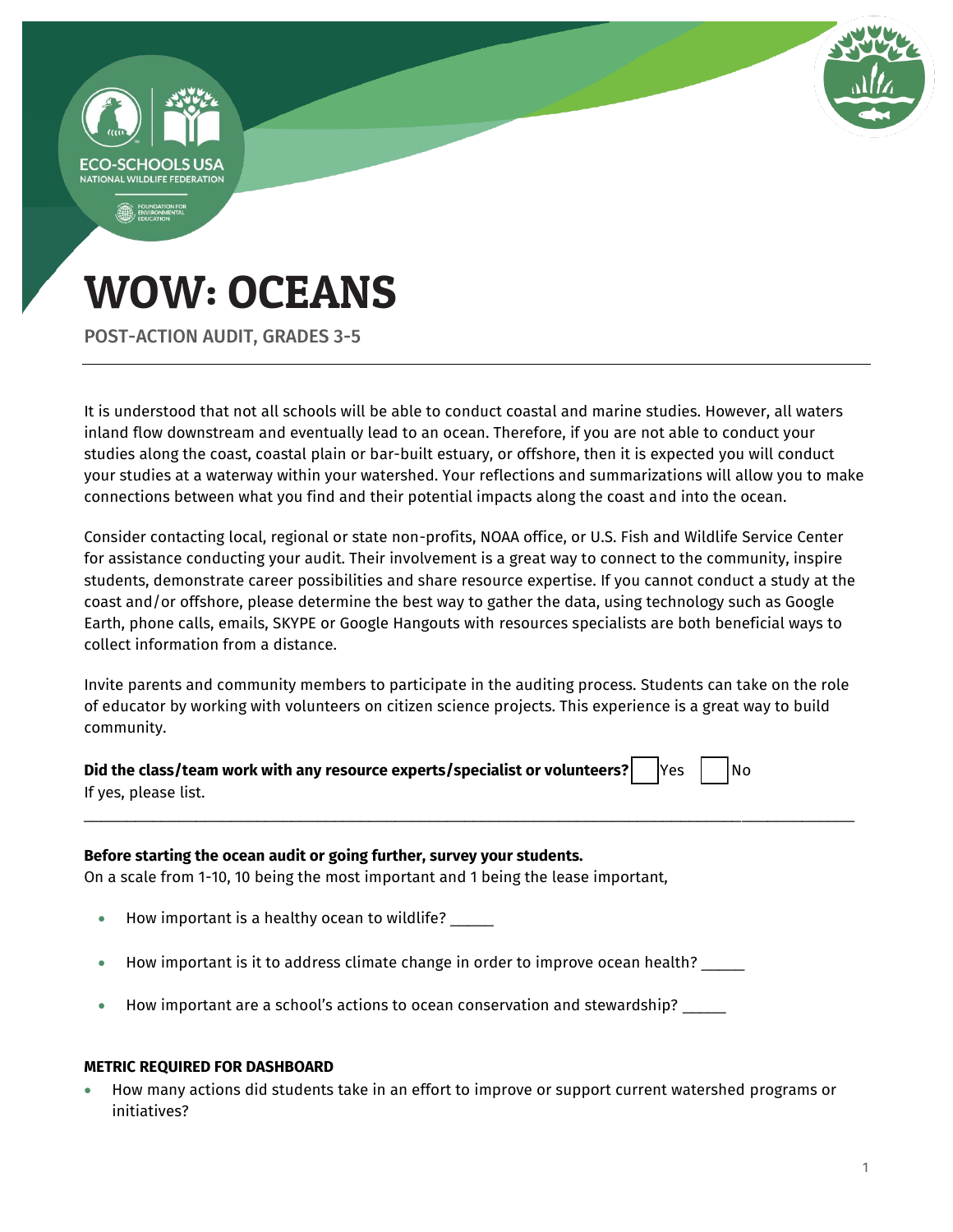# WOW: OCEANS

POST-ACTION AUDIT, GRADES 3-5

It is understood that not all schools will be able to conduct coastal and marine studies. However, all waters inland flow downstream and eventually lead to an ocean. Therefore, if you are not able to conduct your studies along the coast, coastal plain or bar-built estuary, or offshore, then it is expected you will conduct your studies at a waterway within your watershed. Your reflections and summarizations will allow you to make connections between what you find and their potential impacts along the coast and into the ocean.

Consider contacting local, regional or state non-profits, NOAA office, or U.S. Fish and Wildlife Service Center for assistance conducting your audit. Their involvement is a great way to connect to the community, inspire students, demonstrate career possibilities and share resource expertise. If you cannot conduct a study at the coast and/or offshore, please determine the best way to gather the data, using technology such as Google Earth, phone calls, emails, SKYPE or Google Hangouts with resources specialists are both beneficial ways to collect information from a distance.

Invite parents and community members to participate in the auditing process. Students can take on the role of educator by working with volunteers on citizen science projects. This experience is a great way to build community.

**Did the class/team work with any resource experts/specialist or volunteers?** ☐ Yes ☐ No
If yes, please list.

_______________________________________________________________________________________

**Before starting the ocean audit or going further, survey your students.**
On a scale from 1-10, 10 being the most important and 1 being the lease important,

- How important is a healthy ocean to wildlife? _____
- How important is it to address climate change in order to improve ocean health? _____
- How important are a school's actions to ocean conservation and stewardship? _____

**METRIC REQUIRED FOR DASHBOARD**

- How many actions did students take in an effort to improve or support current watershed programs or initiatives?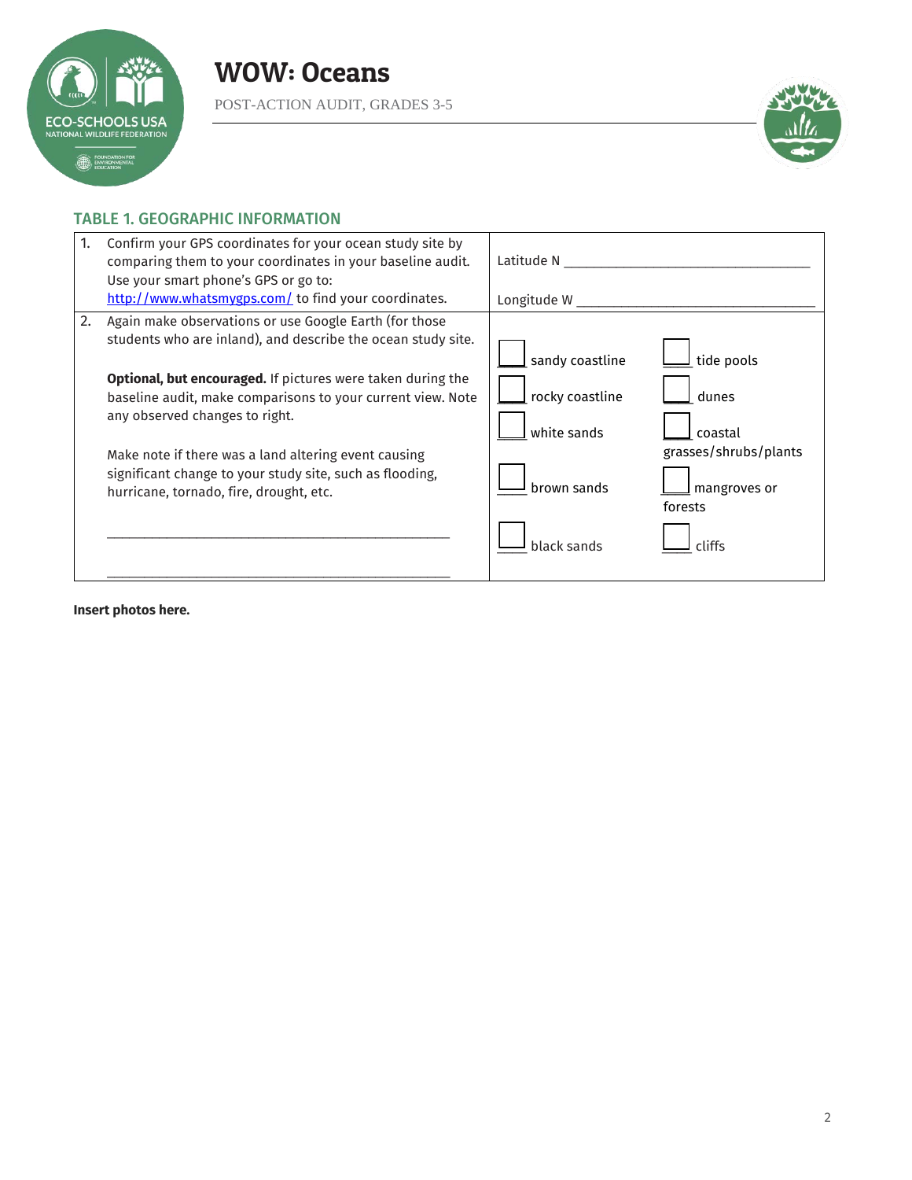# WOW: Oceans

POST-ACTION AUDIT, GRADES 3-5

## TABLE 1. GEOGRAPHIC INFORMATION

| | | |
|---|---|---|
| 1. Confirm your GPS coordinates for your ocean study site by comparing them to your coordinates in your baseline audit. Use your smart phone's GPS or go to: http://www.whatsmygps.com/ to find your coordinates. | Latitude N ______________________________ <br> Longitude W ______________________________ | |
| 2. Again make observations or use Google Earth (for those students who are inland), and describe the ocean study site. <br><br> **Optional, but encouraged.** If pictures were taken during the baseline audit, make comparisons to your current view. Note any observed changes to right. <br><br> Make note if there was a land altering event causing significant change to your study site, such as flooding, hurricane, tornado, fire, drought, etc. <br><br> ______________________________________________ <br><br> ______________________________________________ | ☐ sandy coastline <br> ☐ rocky coastline <br> ☐ white sands <br> ☐ brown sands <br> ☐ black sands | ☐ tide pools <br> ☐ dunes <br> ☐ coastal grasses/shrubs/plants <br> ☐ mangroves or forests <br> ☐ cliffs |

**Insert photos here.**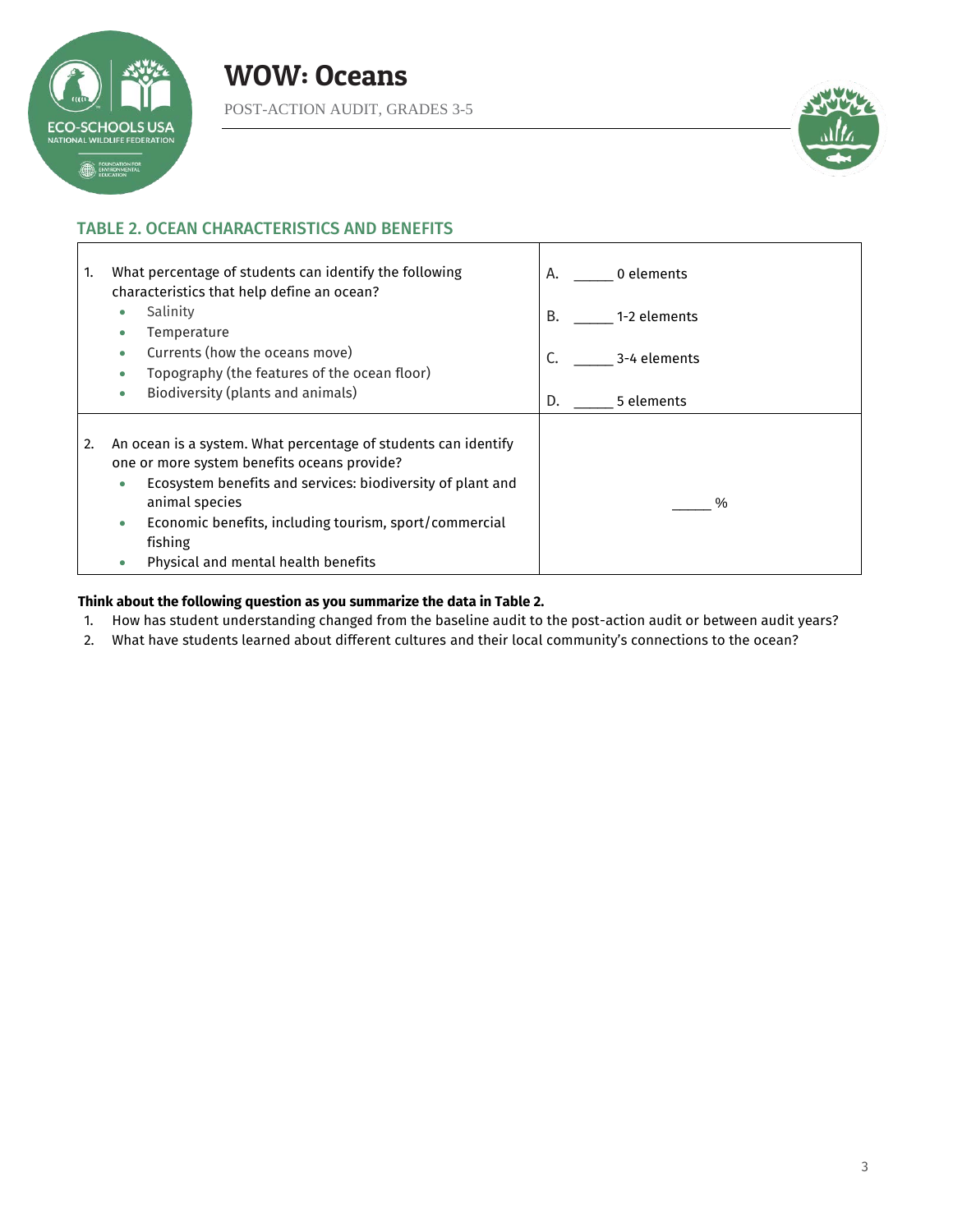## TABLE 2. OCEAN CHARACTERISTICS AND BENEFITS

| | |
|---|---|
| 1. What percentage of students can identify the following characteristics that help define an ocean?<br>• Salinity<br>• Temperature<br>• Currents (how the oceans move)<br>• Topography (the features of the ocean floor)<br>• Biodiversity (plants and animals) | A. _____ 0 elements<br>B. _____ 1-2 elements<br>C. _____ 3-4 elements<br>D. _____ 5 elements |
| 2. An ocean is a system. What percentage of students can identify one or more system benefits oceans provide?<br>• Ecosystem benefits and services: biodiversity of plant and animal species<br>• Economic benefits, including tourism, sport/commercial fishing<br>• Physical and mental health benefits | _____ % |

**Think about the following question as you summarize the data in Table 2.**

1. How has student understanding changed from the baseline audit to the post-action audit or between audit years?
2. What have students learned about different cultures and their local community's connections to the ocean?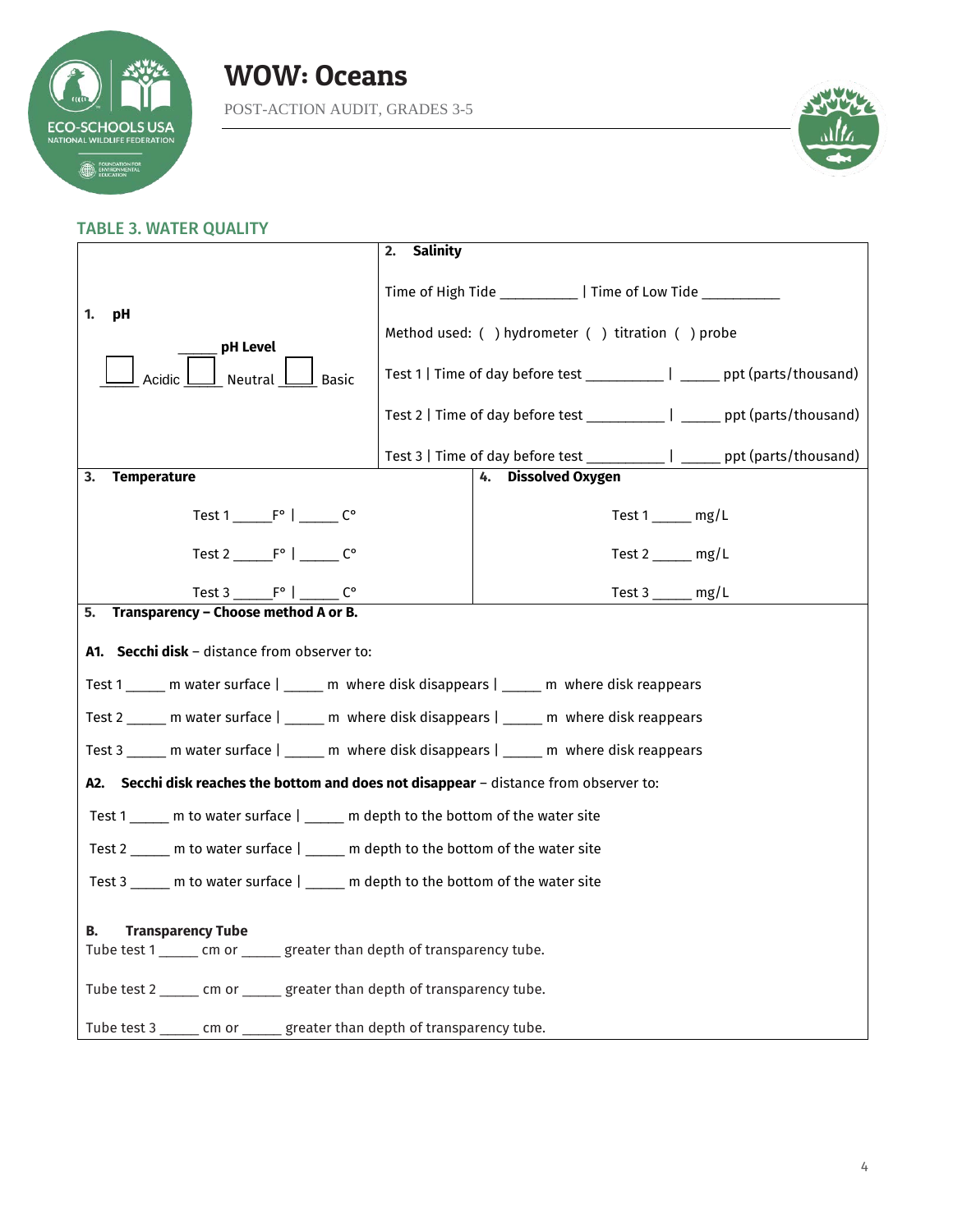# WOW: Oceans

POST-ACTION AUDIT, GRADES 3-5

## TABLE 3. WATER QUALITY

**1. pH**

_____ **pH Level**

_____ Acidic _____ Neutral _____ Basic

**2. Salinity**

Time of High Tide __________ | Time of Low Tide __________

Method used: ( ) hydrometer ( ) titration ( ) probe

Test 1 | Time of day before test __________ | _____ ppt (parts/thousand)

Test 2 | Time of day before test __________ | _____ ppt (parts/thousand)

Test 3 | Time of day before test __________ | _____ ppt (parts/thousand)

**3. Temperature**

Test 1 _____F° | _____ C°

Test 2 _____F° | _____ C°

Test 3 _____F° | _____ C°

**4. Dissolved Oxygen**

Test 1 _____ mg/L

Test 2 _____ mg/L

Test 3 _____ mg/L

**5. Transparency – Choose method A or B.**

**A1. Secchi disk** – distance from observer to:

Test 1 _____ m water surface | _____ m where disk disappears | _____ m where disk reappears

Test 2 _____ m water surface | _____ m where disk disappears | _____ m where disk reappears

Test 3 _____ m water surface | _____ m where disk disappears | _____ m where disk reappears

**A2. Secchi disk reaches the bottom and does not disappear** – distance from observer to:

Test 1 _____ m to water surface | _____ m depth to the bottom of the water site

Test 2 _____ m to water surface | _____ m depth to the bottom of the water site

Test 3 _____ m to water surface | _____ m depth to the bottom of the water site

**B. Transparency Tube**

Tube test 1 _____ cm or _____ greater than depth of transparency tube.

Tube test 2 _____ cm or _____ greater than depth of transparency tube.

Tube test 3 _____ cm or _____ greater than depth of transparency tube.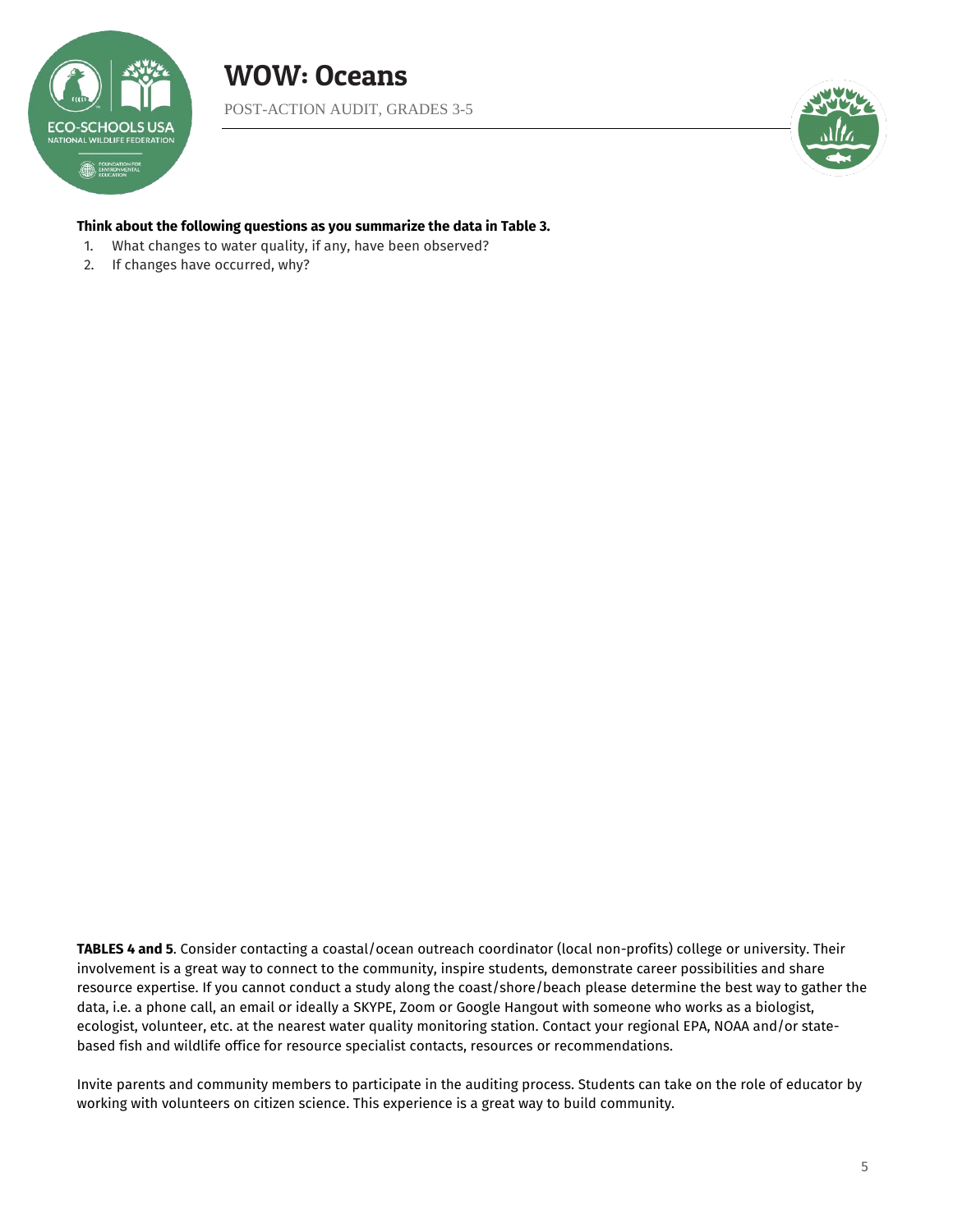**Think about the following questions as you summarize the data in Table 3.**

1. What changes to water quality, if any, have been observed?
2. If changes have occurred, why?

**TABLES 4 and 5**. Consider contacting a coastal/ocean outreach coordinator (local non-profits) college or university. Their involvement is a great way to connect to the community, inspire students, demonstrate career possibilities and share resource expertise. If you cannot conduct a study along the coast/shore/beach please determine the best way to gather the data, i.e. a phone call, an email or ideally a SKYPE, Zoom or Google Hangout with someone who works as a biologist, ecologist, volunteer, etc. at the nearest water quality monitoring station. Contact your regional EPA, NOAA and/or state-based fish and wildlife office for resource specialist contacts, resources or recommendations.

Invite parents and community members to participate in the auditing process. Students can take on the role of educator by working with volunteers on citizen science. This experience is a great way to build community.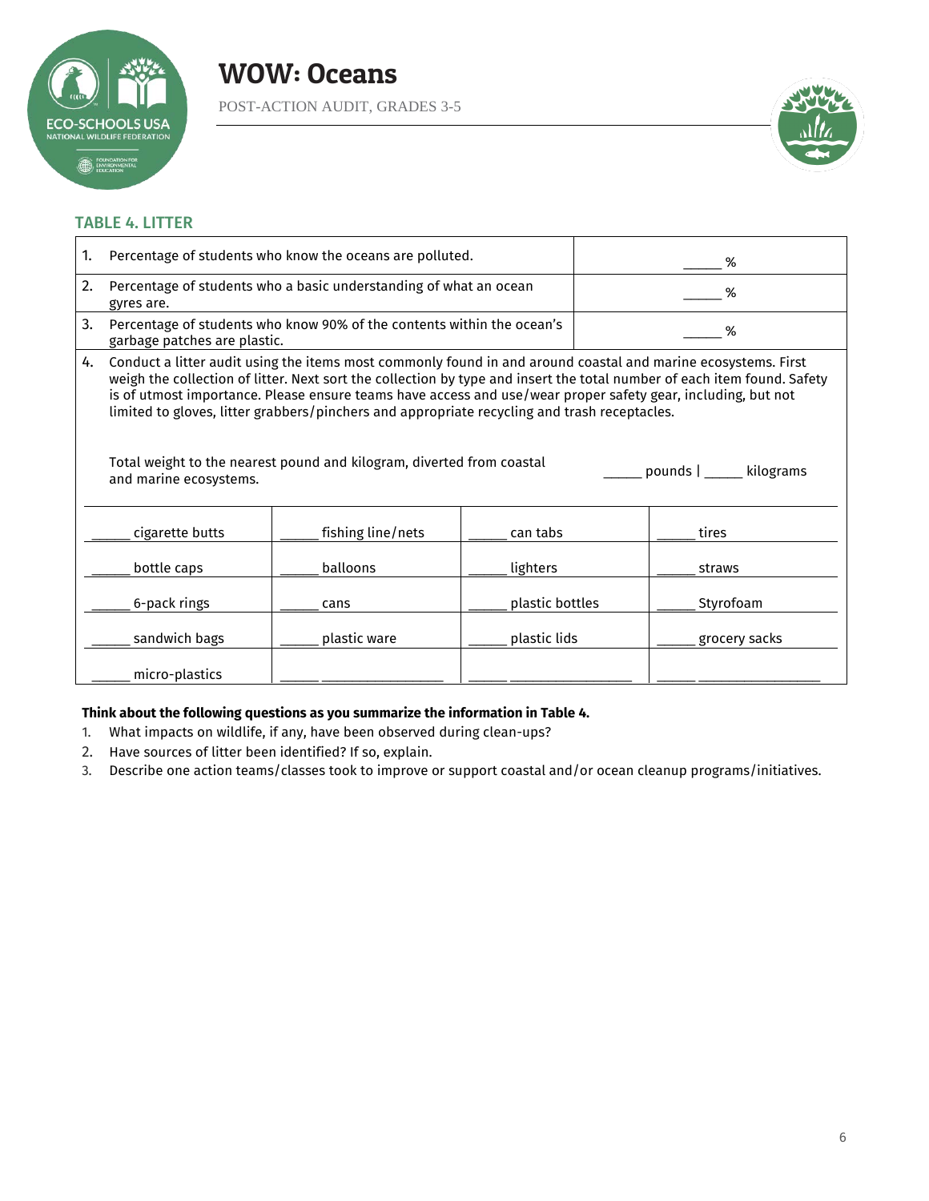# WOW: Oceans

POST-ACTION AUDIT, GRADES 3-5

### TABLE 4. LITTER

| | |
|---|---|
| 1. Percentage of students who know the oceans are polluted. | _____ % |
| 2. Percentage of students who a basic understanding of what an ocean gyres are. | _____ % |
| 3. Percentage of students who know 90% of the contents within the ocean's garbage patches are plastic. | _____ % |

4. Conduct a litter audit using the items most commonly found in and around coastal and marine ecosystems. First weigh the collection of litter. Next sort the collection by type and insert the total number of each item found. Safety is of utmost importance. Please ensure teams have access and use/wear proper safety gear, including, but not limited to gloves, litter grabbers/pinchers and appropriate recycling and trash receptacles.

Total weight to the nearest pound and kilogram, diverted from coastal and marine ecosystems. _____ pounds | _____ kilograms

| | | | |
|---|---|---|---|
| _____ cigarette butts | _____ fishing line/nets | _____ can tabs | _____ tires |
| _____ bottle caps | _____ balloons | _____ lighters | _____ straws |
| _____ 6-pack rings | _____ cans | _____ plastic bottles | _____ Styrofoam |
| _____ sandwich bags | _____ plastic ware | _____ plastic lids | _____ grocery sacks |
| _____ micro-plastics | _____ _______________ | _____ _______________ | _____ _______________ |

**Think about the following questions as you summarize the information in Table 4.**

1. What impacts on wildlife, if any, have been observed during clean-ups?
2. Have sources of litter been identified? If so, explain.
3. Describe one action teams/classes took to improve or support coastal and/or ocean cleanup programs/initiatives.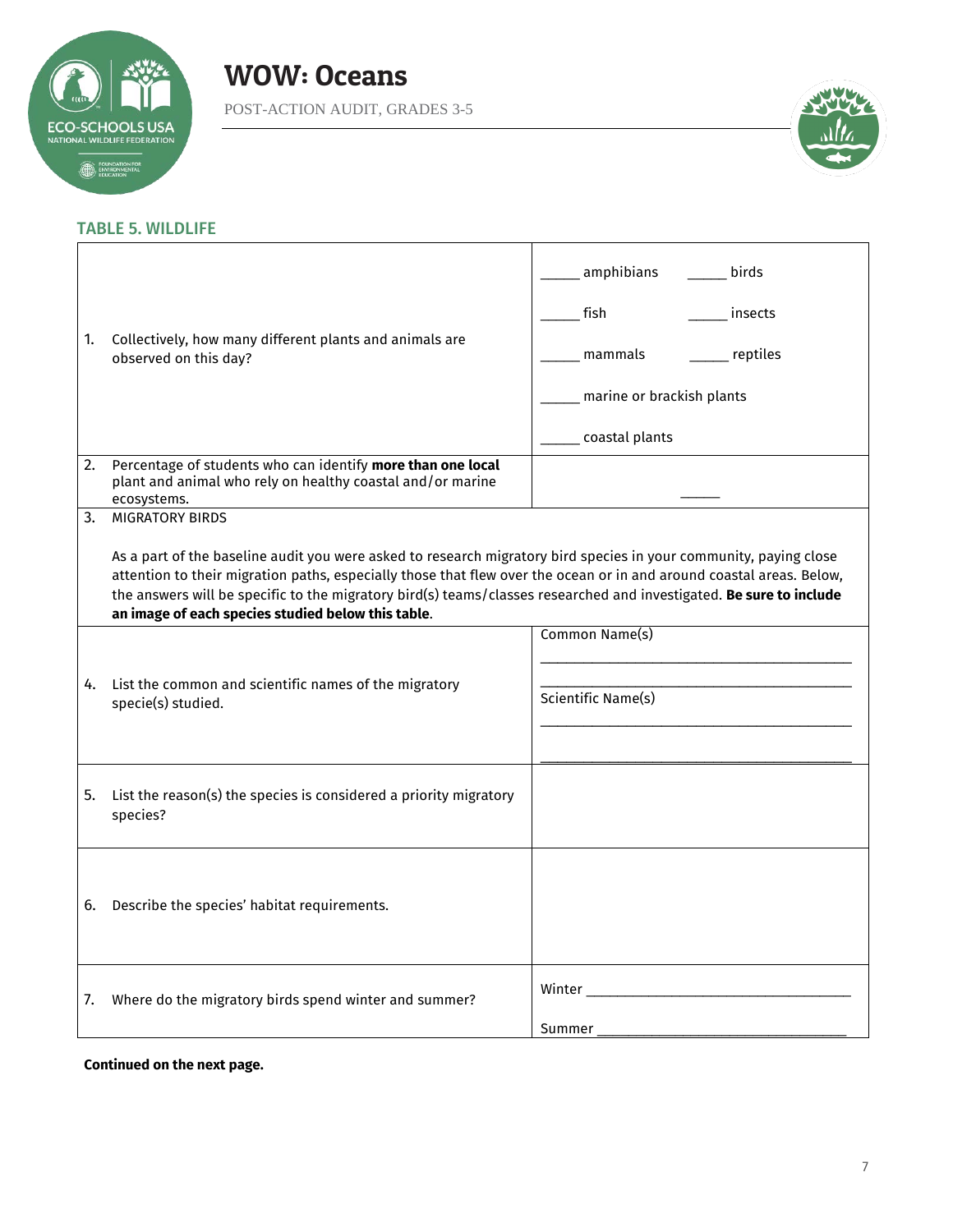# WOW: Oceans

POST-ACTION AUDIT, GRADES 3-5

### TABLE 5. WILDLIFE

| | |
|---|---|
| 1. Collectively, how many different plants and animals are observed on this day? | _____ amphibians _____ birds<br>_____ fish _____ insects<br>_____ mammals _____ reptiles<br>_____ marine or brackish plants<br>_____ coastal plants |
| 2. Percentage of students who can identify **more than one local** plant and animal who rely on healthy coastal and/or marine ecosystems. | _____ |
| 3. MIGRATORY BIRDS<br><br>As a part of the baseline audit you were asked to research migratory bird species in your community, paying close attention to their migration paths, especially those that flew over the ocean or in and around coastal areas. Below, the answers will be specific to the migratory bird(s) teams/classes researched and investigated. **Be sure to include an image of each species studied below this table.** | |
| 4. List the common and scientific names of the migratory specie(s) studied. | Common Name(s)<br>________________________________________<br>________________________________________<br>Scientific Name(s)<br>________________________________________<br>________________________________________ |
| 5. List the reason(s) the species is considered a priority migratory species? | |
| 6. Describe the species' habitat requirements. | |
| 7. Where do the migratory birds spend winter and summer? | Winter ________________________________<br>Summer ________________________________ |

**Continued on the next page.**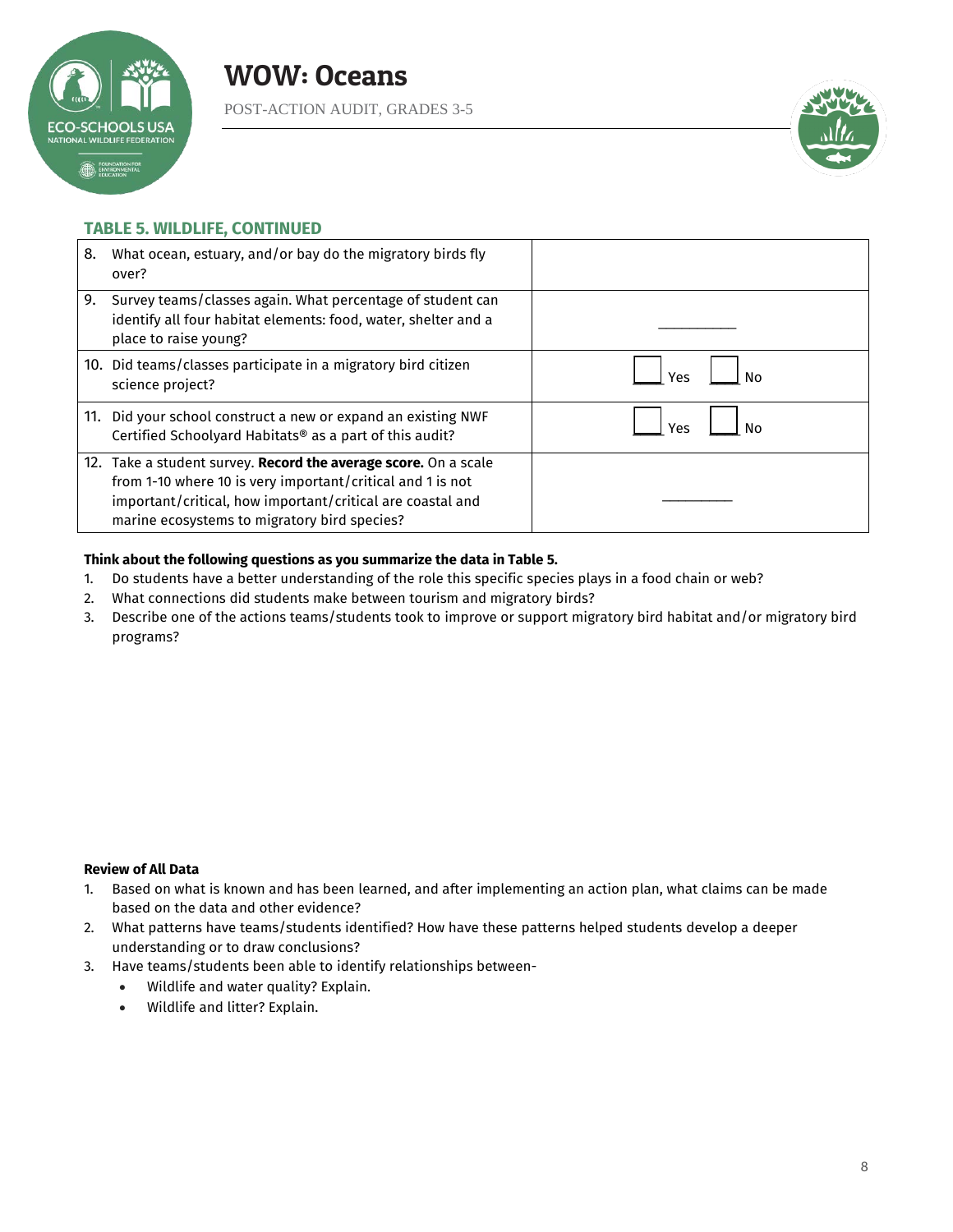## TABLE 5. WILDLIFE, CONTINUED

| | |
|---|---|
| 8. What ocean, estuary, and/or bay do the migratory birds fly over? | |
| 9. Survey teams/classes again. What percentage of student can identify all four habitat elements: food, water, shelter and a place to raise young? | __________ |
| 10. Did teams/classes participate in a migratory bird citizen science project? | ☐ Yes ☐ No |
| 11. Did your school construct a new or expand an existing NWF Certified Schoolyard Habitats® as a part of this audit? | ☐ Yes ☐ No |
| 12. Take a student survey. **Record the average score.** On a scale from 1-10 where 10 is very important/critical and 1 is not important/critical, how important/critical are coastal and marine ecosystems to migratory bird species? | _________ |

**Think about the following questions as you summarize the data in Table 5.**

1. Do students have a better understanding of the role this specific species plays in a food chain or web?
2. What connections did students make between tourism and migratory birds?
3. Describe one of the actions teams/students took to improve or support migratory bird habitat and/or migratory bird programs?

**Review of All Data**

1. Based on what is known and has been learned, and after implementing an action plan, what claims can be made based on the data and other evidence?
2. What patterns have teams/students identified? How have these patterns helped students develop a deeper understanding or to draw conclusions?
3. Have teams/students been able to identify relationships between-
   - Wildlife and water quality? Explain.
   - Wildlife and litter? Explain.